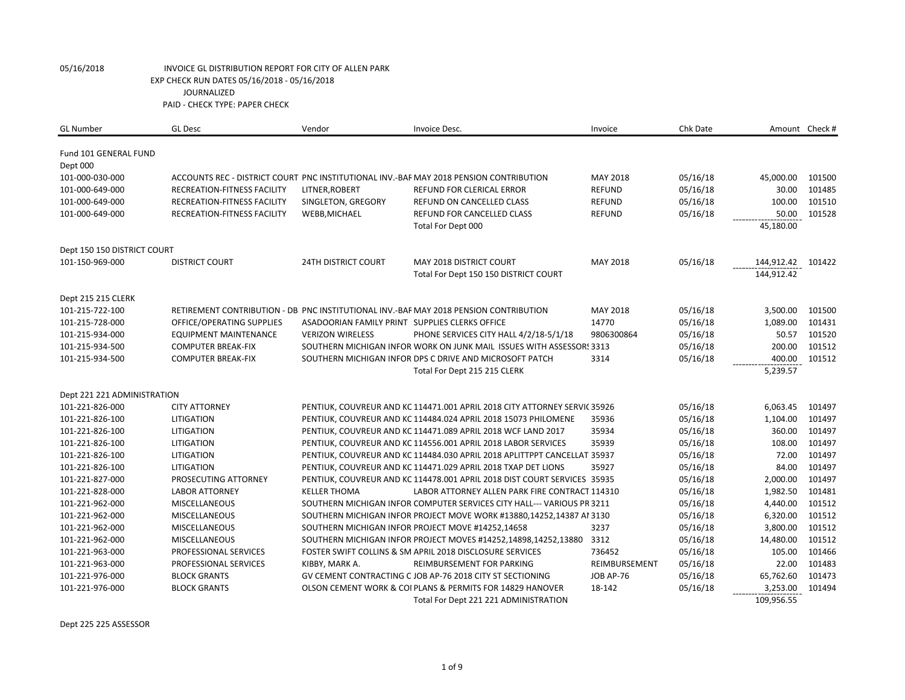05/16/2018 INVOICE GL DISTRIBUTION REPORT FOR CITY OF ALLEN PARK
EXP CHECK RUN DATES 05/16/2018 - 05/16/2018
JOURNALIZED
PAID - CHECK TYPE: PAPER CHECK

| GL Number | GL Desc | Vendor | Invoice Desc. | Invoice | Chk Date | Amount | Check # |
|---|---|---|---|---|---|---|---|
| Fund 101 GENERAL FUND | | | | | | | |
| Dept 000 | | | | | | | |
| 101-000-030-000 | ACCOUNTS REC - DISTRICT COURT | PNC INSTITUTIONAL INV.-BAI | MAY 2018 PENSION CONTRIBUTION | MAY 2018 | 05/16/18 | 45,000.00 | 101500 |
| 101-000-649-000 | RECREATION-FITNESS FACILITY | LITNER,ROBERT | REFUND FOR CLERICAL ERROR | REFUND | 05/16/18 | 30.00 | 101485 |
| 101-000-649-000 | RECREATION-FITNESS FACILITY | SINGLETON, GREGORY | REFUND ON CANCELLED CLASS | REFUND | 05/16/18 | 100.00 | 101510 |
| 101-000-649-000 | RECREATION-FITNESS FACILITY | WEBB,MICHAEL | REFUND FOR CANCELLED CLASS | REFUND | 05/16/18 | 50.00 | 101528 |
| | | | Total For Dept 000 | | | 45,180.00 | |
| Dept 150 150 DISTRICT COURT | | | | | | | |
| 101-150-969-000 | DISTRICT COURT | 24TH DISTRICT COURT | MAY 2018 DISTRICT COURT | MAY 2018 | 05/16/18 | 144,912.42 | 101422 |
| | | | Total For Dept 150 150 DISTRICT COURT | | | 144,912.42 | |
| Dept 215 215 CLERK | | | | | | | |
| 101-215-722-100 | RETIREMENT CONTRIBUTION - DB | PNC INSTITUTIONAL INV.-BAI | MAY 2018 PENSION CONTRIBUTION | MAY 2018 | 05/16/18 | 3,500.00 | 101500 |
| 101-215-728-000 | OFFICE/OPERATING SUPPLIES | ASADOORIAN FAMILY PRINT | SUPPLIES CLERKS OFFICE | 14770 | 05/16/18 | 1,089.00 | 101431 |
| 101-215-934-000 | EQUIPMENT MAINTENANCE | VERIZON WIRELESS | PHONE SERVICES CITY HALL 4/2/18-5/1/18 | 9806300864 | 05/16/18 | 50.57 | 101520 |
| 101-215-934-500 | COMPUTER BREAK-FIX | SOUTHERN MICHIGAN INFOR | WORK ON JUNK MAIL ISSUES WITH ASSESSOR: | 3313 | 05/16/18 | 200.00 | 101512 |
| 101-215-934-500 | COMPUTER BREAK-FIX | SOUTHERN MICHIGAN INFOR | DPS C DRIVE AND MICROSOFT PATCH | 3314 | 05/16/18 | 400.00 | 101512 |
| | | | Total For Dept 215 215 CLERK | | | 5,239.57 | |
| Dept 221 221 ADMINISTRATION | | | | | | | |
| 101-221-826-000 | CITY ATTORNEY | PENTIUK, COUVREUR AND KC | 114471.001 APRIL 2018 CITY ATTORNEY SERVIC | 35926 | 05/16/18 | 6,063.45 | 101497 |
| 101-221-826-100 | LITIGATION | PENTIUK, COUVREUR AND KC | 114484.024 APRIL 2018 15073 PHILOMENE | 35936 | 05/16/18 | 1,104.00 | 101497 |
| 101-221-826-100 | LITIGATION | PENTIUK, COUVREUR AND KC | 114471.089 APRIL 2018 WCF LAND 2017 | 35934 | 05/16/18 | 360.00 | 101497 |
| 101-221-826-100 | LITIGATION | PENTIUK, COUVREUR AND KC | 114556.001 APRIL 2018 LABOR SERVICES | 35939 | 05/16/18 | 108.00 | 101497 |
| 101-221-826-100 | LITIGATION | PENTIUK, COUVREUR AND KC | 114484.030 APRIL 2018 APLITTPPT CANCELLAT | 35937 | 05/16/18 | 72.00 | 101497 |
| 101-221-826-100 | LITIGATION | PENTIUK, COUVREUR AND KC | 114471.029 APRIL 2018 TXAP DET LIONS | 35927 | 05/16/18 | 84.00 | 101497 |
| 101-221-827-000 | PROSECUTING ATTORNEY | PENTIUK, COUVREUR AND KC | 114478.001 APRIL 2018 DIST COURT SERVICES | 35935 | 05/16/18 | 2,000.00 | 101497 |
| 101-221-828-000 | LABOR ATTORNEY | KELLER THOMA | LABOR ATTORNEY ALLEN PARK FIRE CONTRACT | 114310 | 05/16/18 | 1,982.50 | 101481 |
| 101-221-962-000 | MISCELLANEOUS | SOUTHERN MICHIGAN INFOR | COMPUTER SERVICES CITY HALL--- VARIOUS PR | 3211 | 05/16/18 | 4,440.00 | 101512 |
| 101-221-962-000 | MISCELLANEOUS | SOUTHERN MICHIGAN INFOR | PROJECT MOVE WORK #13880,14252,14387 AI | 3130 | 05/16/18 | 6,320.00 | 101512 |
| 101-221-962-000 | MISCELLANEOUS | SOUTHERN MICHIGAN INFOR | PROJECT MOVE #14252,14658 | 3237 | 05/16/18 | 3,800.00 | 101512 |
| 101-221-962-000 | MISCELLANEOUS | SOUTHERN MICHIGAN INFOR | PROJECT MOVES #14252,14898,14252,13880 | 3312 | 05/16/18 | 14,480.00 | 101512 |
| 101-221-963-000 | PROFESSIONAL SERVICES | FOSTER SWIFT COLLINS & SM | APRIL 2018 DISCLOSURE SERVICES | 736452 | 05/16/18 | 105.00 | 101466 |
| 101-221-963-000 | PROFESSIONAL SERVICES | KIBBY, MARK A. | REIMBURSEMENT FOR PARKING | REIMBURSEMENT | 05/16/18 | 22.00 | 101483 |
| 101-221-976-000 | BLOCK GRANTS | GV CEMENT CONTRACTING C | JOB AP-76 2018 CITY ST SECTIONING | JOB AP-76 | 05/16/18 | 65,762.60 | 101473 |
| 101-221-976-000 | BLOCK GRANTS | OLSON CEMENT WORK & COI | PLANS & PERMITS FOR 14829 HANOVER | 18-142 | 05/16/18 | 3,253.00 | 101494 |
| | | | Total For Dept 221 221 ADMINISTRATION | | | 109,956.55 | |
| Dept 225 225 ASSESSOR | | | | | | | |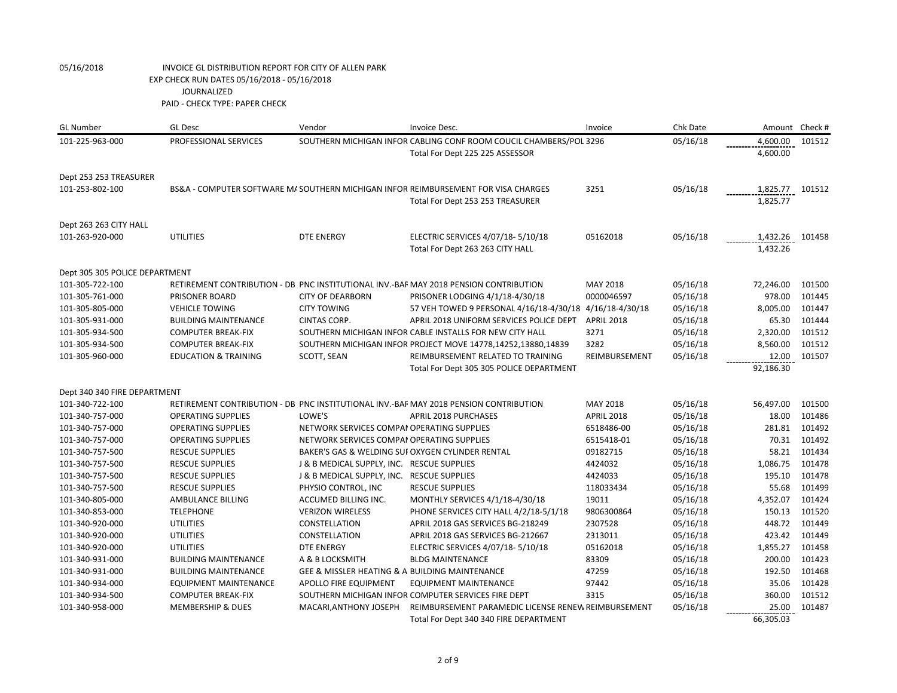05/16/2018 INVOICE GL DISTRIBUTION REPORT FOR CITY OF ALLEN PARK
EXP CHECK RUN DATES 05/16/2018 - 05/16/2018
JOURNALIZED
PAID - CHECK TYPE: PAPER CHECK

| GL Number | GL Desc | Vendor | Invoice Desc. | Invoice | Chk Date | Amount | Check # |
|---|---|---|---|---|---|---|---|
| 101-225-963-000 | PROFESSIONAL SERVICES | SOUTHERN MICHIGAN INFOR | CABLING CONF ROOM COUCIL CHAMBERS/POL | 3296 | 05/16/18 | 4,600.00 | 101512 |
| | | | Total For Dept 225 225 ASSESSOR | | | 4,600.00 | |
| Dept 253 253 TREASURER | | | | | | | |
| 101-253-802-100 | BS&A - COMPUTER SOFTWARE MA | SOUTHERN MICHIGAN INFOR | REIMBURSEMENT FOR VISA CHARGES | 3251 | 05/16/18 | 1,825.77 | 101512 |
| | | | Total For Dept 253 253 TREASURER | | | 1,825.77 | |
| Dept 263 263 CITY HALL | | | | | | | |
| 101-263-920-000 | UTILITIES | DTE ENERGY | ELECTRIC SERVICES 4/07/18- 5/10/18 | 05162018 | 05/16/18 | 1,432.26 | 101458 |
| | | | Total For Dept 263 263 CITY HALL | | | 1,432.26 | |
| Dept 305 305 POLICE DEPARTMENT | | | | | | | |
| 101-305-722-100 | RETIREMENT CONTRIBUTION - DB | PNC INSTITUTIONAL INV.-BAF | MAY 2018 PENSION CONTRIBUTION | MAY 2018 | 05/16/18 | 72,246.00 | 101500 |
| 101-305-761-000 | PRISONER BOARD | CITY OF DEARBORN | PRISONER LODGING 4/1/18-4/30/18 | 0000046597 | 05/16/18 | 978.00 | 101445 |
| 101-305-805-000 | VEHICLE TOWING | CITY TOWING | 57 VEH TOWED 9 PERSONAL 4/16/18-4/30/18 | 4/16/18-4/30/18 | 05/16/18 | 8,005.00 | 101447 |
| 101-305-931-000 | BUILDING MAINTENANCE | CINTAS CORP. | APRIL 2018 UNIFORM SERVICES POLICE DEPT | APRIL 2018 | 05/16/18 | 65.30 | 101444 |
| 101-305-934-500 | COMPUTER BREAK-FIX | SOUTHERN MICHIGAN INFOR | CABLE INSTALLS FOR NEW CITY HALL | 3271 | 05/16/18 | 2,320.00 | 101512 |
| 101-305-934-500 | COMPUTER BREAK-FIX | SOUTHERN MICHIGAN INFOR | PROJECT MOVE 14778,14252,13880,14839 | 3282 | 05/16/18 | 8,560.00 | 101512 |
| 101-305-960-000 | EDUCATION & TRAINING | SCOTT, SEAN | REIMBURSEMENT RELATED TO TRAINING | REIMBURSEMENT | 05/16/18 | 12.00 | 101507 |
| | | | Total For Dept 305 305 POLICE DEPARTMENT | | | 92,186.30 | |
| Dept 340 340 FIRE DEPARTMENT | | | | | | | |
| 101-340-722-100 | RETIREMENT CONTRIBUTION - DB | PNC INSTITUTIONAL INV.-BAF | MAY 2018 PENSION CONTRIBUTION | MAY 2018 | 05/16/18 | 56,497.00 | 101500 |
| 101-340-757-000 | OPERATING SUPPLIES | LOWE'S | APRIL 2018 PURCHASES | APRIL 2018 | 05/16/18 | 18.00 | 101486 |
| 101-340-757-000 | OPERATING SUPPLIES | NETWORK SERVICES COMPAI | OPERATING SUPPLIES | 6518486-00 | 05/16/18 | 281.81 | 101492 |
| 101-340-757-000 | OPERATING SUPPLIES | NETWORK SERVICES COMPAI | OPERATING SUPPLIES | 6515418-01 | 05/16/18 | 70.31 | 101492 |
| 101-340-757-500 | RESCUE SUPPLIES | BAKER'S GAS & WELDING SUI | OXYGEN CYLINDER RENTAL | 09182715 | 05/16/18 | 58.21 | 101434 |
| 101-340-757-500 | RESCUE SUPPLIES | J & B MEDICAL SUPPLY, INC. | RESCUE SUPPLIES | 4424032 | 05/16/18 | 1,086.75 | 101478 |
| 101-340-757-500 | RESCUE SUPPLIES | J & B MEDICAL SUPPLY, INC. | RESCUE SUPPLIES | 4424033 | 05/16/18 | 195.10 | 101478 |
| 101-340-757-500 | RESCUE SUPPLIES | PHYSIO CONTROL, INC | RESCUE SUPPLIES | 118033434 | 05/16/18 | 55.68 | 101499 |
| 101-340-805-000 | AMBULANCE BILLING | ACCUMED BILLING INC. | MONTHLY SERVICES 4/1/18-4/30/18 | 19011 | 05/16/18 | 4,352.07 | 101424 |
| 101-340-853-000 | TELEPHONE | VERIZON WIRELESS | PHONE SERVICES CITY HALL 4/2/18-5/1/18 | 9806300864 | 05/16/18 | 150.13 | 101520 |
| 101-340-920-000 | UTILITIES | CONSTELLATION | APRIL 2018 GAS SERVICES BG-218249 | 2307528 | 05/16/18 | 448.72 | 101449 |
| 101-340-920-000 | UTILITIES | CONSTELLATION | APRIL 2018 GAS SERVICES BG-212667 | 2313011 | 05/16/18 | 423.42 | 101449 |
| 101-340-920-000 | UTILITIES | DTE ENERGY | ELECTRIC SERVICES 4/07/18- 5/10/18 | 05162018 | 05/16/18 | 1,855.27 | 101458 |
| 101-340-931-000 | BUILDING MAINTENANCE | A & B LOCKSMITH | BLDG MAINTENANCE | 83309 | 05/16/18 | 200.00 | 101423 |
| 101-340-931-000 | BUILDING MAINTENANCE | GEE & MISSLER HEATING & A | BUILDING MAINTENANCE | 47259 | 05/16/18 | 192.50 | 101468 |
| 101-340-934-000 | EQUIPMENT MAINTENANCE | APOLLO FIRE EQUIPMENT | EQUIPMENT MAINTENANCE | 97442 | 05/16/18 | 35.06 | 101428 |
| 101-340-934-500 | COMPUTER BREAK-FIX | SOUTHERN MICHIGAN INFOR | COMPUTER SERVICES FIRE DEPT | 3315 | 05/16/18 | 360.00 | 101512 |
| 101-340-958-000 | MEMBERSHIP & DUES | MACARI,ANTHONY JOSEPH | REIMBURSEMENT PARAMEDIC LICENSE RENEW | REIMBURSEMENT | 05/16/18 | 25.00 | 101487 |
| | | | Total For Dept 340 340 FIRE DEPARTMENT | | | 66,305.03 | |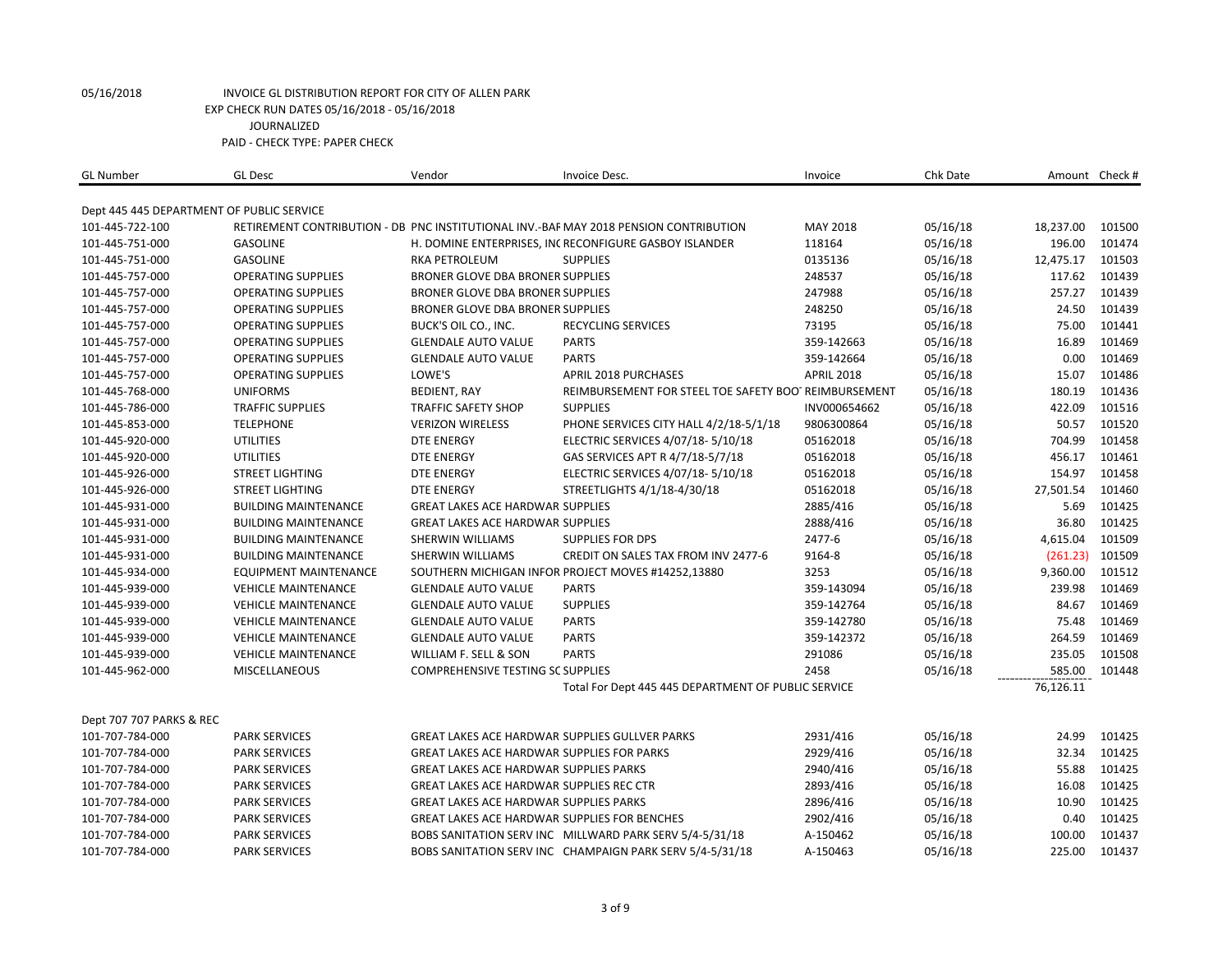05/16/2018 INVOICE GL DISTRIBUTION REPORT FOR CITY OF ALLEN PARK
EXP CHECK RUN DATES 05/16/2018 - 05/16/2018
JOURNALIZED
PAID - CHECK TYPE: PAPER CHECK

| GL Number | GL Desc | Vendor | Invoice Desc. | Invoice | Chk Date | Amount | Check # |
|---|---|---|---|---|---|---|---|
| Dept 445 445 DEPARTMENT OF PUBLIC SERVICE | | | | | | | |
| 101-445-722-100 | RETIREMENT CONTRIBUTION - DB | PNC INSTITUTIONAL INV.-BAI | MAY 2018 PENSION CONTRIBUTION | MAY 2018 | 05/16/18 | 18,237.00 | 101500 |
| 101-445-751-000 | GASOLINE | H. DOMINE ENTERPRISES, INC | RECONFIGURE GASBOY ISLANDER | 118164 | 05/16/18 | 196.00 | 101474 |
| 101-445-751-000 | GASOLINE | RKA PETROLEUM | SUPPLIES | 0135136 | 05/16/18 | 12,475.17 | 101503 |
| 101-445-757-000 | OPERATING SUPPLIES | BRONER GLOVE DBA BRONER | SUPPLIES | 248537 | 05/16/18 | 117.62 | 101439 |
| 101-445-757-000 | OPERATING SUPPLIES | BRONER GLOVE DBA BRONER | SUPPLIES | 247988 | 05/16/18 | 257.27 | 101439 |
| 101-445-757-000 | OPERATING SUPPLIES | BRONER GLOVE DBA BRONER | SUPPLIES | 248250 | 05/16/18 | 24.50 | 101439 |
| 101-445-757-000 | OPERATING SUPPLIES | BUCK'S OIL CO., INC. | RECYCLING SERVICES | 73195 | 05/16/18 | 75.00 | 101441 |
| 101-445-757-000 | OPERATING SUPPLIES | GLENDALE AUTO VALUE | PARTS | 359-142663 | 05/16/18 | 16.89 | 101469 |
| 101-445-757-000 | OPERATING SUPPLIES | GLENDALE AUTO VALUE | PARTS | 359-142664 | 05/16/18 | 0.00 | 101469 |
| 101-445-757-000 | OPERATING SUPPLIES | LOWE'S | APRIL 2018 PURCHASES | APRIL 2018 | 05/16/18 | 15.07 | 101486 |
| 101-445-768-000 | UNIFORMS | BEDIENT, RAY | REIMBURSEMENT FOR STEEL TOE SAFETY BOOT | REIMBURSEMENT | 05/16/18 | 180.19 | 101436 |
| 101-445-786-000 | TRAFFIC SUPPLIES | TRAFFIC SAFETY SHOP | SUPPLIES | INV000654662 | 05/16/18 | 422.09 | 101516 |
| 101-445-853-000 | TELEPHONE | VERIZON WIRELESS | PHONE SERVICES CITY HALL 4/2/18-5/1/18 | 9806300864 | 05/16/18 | 50.57 | 101520 |
| 101-445-920-000 | UTILITIES | DTE ENERGY | ELECTRIC SERVICES 4/07/18- 5/10/18 | 05162018 | 05/16/18 | 704.99 | 101458 |
| 101-445-920-000 | UTILITIES | DTE ENERGY | GAS SERVICES APT R 4/7/18-5/7/18 | 05162018 | 05/16/18 | 456.17 | 101461 |
| 101-445-926-000 | STREET LIGHTING | DTE ENERGY | ELECTRIC SERVICES 4/07/18- 5/10/18 | 05162018 | 05/16/18 | 154.97 | 101458 |
| 101-445-926-000 | STREET LIGHTING | DTE ENERGY | STREETLIGHTS 4/1/18-4/30/18 | 05162018 | 05/16/18 | 27,501.54 | 101460 |
| 101-445-931-000 | BUILDING MAINTENANCE | GREAT LAKES ACE HARDWAR | SUPPLIES | 2885/416 | 05/16/18 | 5.69 | 101425 |
| 101-445-931-000 | BUILDING MAINTENANCE | GREAT LAKES ACE HARDWAR | SUPPLIES | 2888/416 | 05/16/18 | 36.80 | 101425 |
| 101-445-931-000 | BUILDING MAINTENANCE | SHERWIN WILLIAMS | SUPPLIES FOR DPS | 2477-6 | 05/16/18 | 4,615.04 | 101509 |
| 101-445-931-000 | BUILDING MAINTENANCE | SHERWIN WILLIAMS | CREDIT ON SALES TAX FROM INV 2477-6 | 9164-8 | 05/16/18 | (261.23) | 101509 |
| 101-445-934-000 | EQUIPMENT MAINTENANCE | SOUTHERN MICHIGAN INFOR | PROJECT MOVES #14252,13880 | 3253 | 05/16/18 | 9,360.00 | 101512 |
| 101-445-939-000 | VEHICLE MAINTENANCE | GLENDALE AUTO VALUE | PARTS | 359-143094 | 05/16/18 | 239.98 | 101469 |
| 101-445-939-000 | VEHICLE MAINTENANCE | GLENDALE AUTO VALUE | SUPPLIES | 359-142764 | 05/16/18 | 84.67 | 101469 |
| 101-445-939-000 | VEHICLE MAINTENANCE | GLENDALE AUTO VALUE | PARTS | 359-142780 | 05/16/18 | 75.48 | 101469 |
| 101-445-939-000 | VEHICLE MAINTENANCE | GLENDALE AUTO VALUE | PARTS | 359-142372 | 05/16/18 | 264.59 | 101469 |
| 101-445-939-000 | VEHICLE MAINTENANCE | WILLIAM F. SELL & SON | PARTS | 291086 | 05/16/18 | 235.05 | 101508 |
| 101-445-962-000 | MISCELLANEOUS | COMPREHENSIVE TESTING SC | SUPPLIES | 2458 | 05/16/18 | 585.00 | 101448 |
| | | | Total For Dept 445 445 DEPARTMENT OF PUBLIC SERVICE | | | 76,126.11 | |
| Dept 707 707 PARKS & REC | | | | | | | |
| 101-707-784-000 | PARK SERVICES | GREAT LAKES ACE HARDWAR | SUPPLIES GULLVER PARKS | 2931/416 | 05/16/18 | 24.99 | 101425 |
| 101-707-784-000 | PARK SERVICES | GREAT LAKES ACE HARDWAR | SUPPLIES FOR PARKS | 2929/416 | 05/16/18 | 32.34 | 101425 |
| 101-707-784-000 | PARK SERVICES | GREAT LAKES ACE HARDWAR | SUPPLIES PARKS | 2940/416 | 05/16/18 | 55.88 | 101425 |
| 101-707-784-000 | PARK SERVICES | GREAT LAKES ACE HARDWAR | SUPPLIES REC CTR | 2893/416 | 05/16/18 | 16.08 | 101425 |
| 101-707-784-000 | PARK SERVICES | GREAT LAKES ACE HARDWAR | SUPPLIES PARKS | 2896/416 | 05/16/18 | 10.90 | 101425 |
| 101-707-784-000 | PARK SERVICES | GREAT LAKES ACE HARDWAR | SUPPLIES FOR BENCHES | 2902/416 | 05/16/18 | 0.40 | 101425 |
| 101-707-784-000 | PARK SERVICES | BOBS SANITATION SERV INC | MILLWARD PARK SERV 5/4-5/31/18 | A-150462 | 05/16/18 | 100.00 | 101437 |
| 101-707-784-000 | PARK SERVICES | BOBS SANITATION SERV INC | CHAMPAIGN PARK SERV 5/4-5/31/18 | A-150463 | 05/16/18 | 225.00 | 101437 |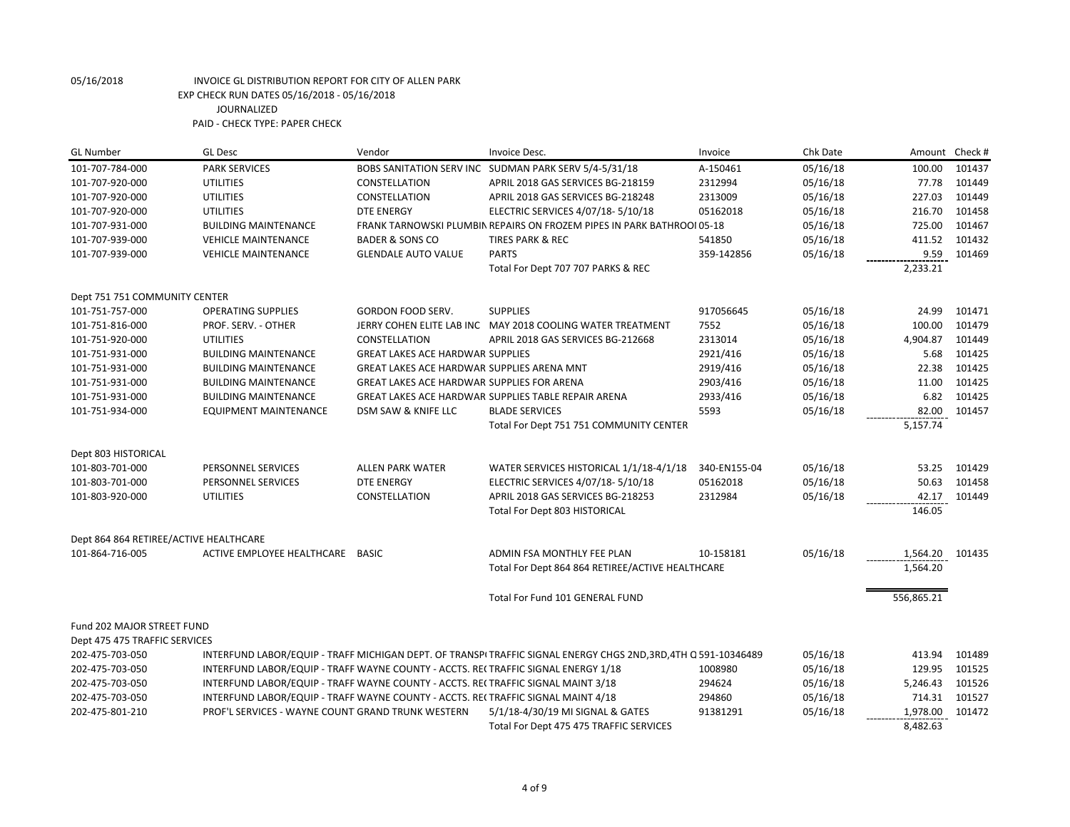05/16/2018 INVOICE GL DISTRIBUTION REPORT FOR CITY OF ALLEN PARK
EXP CHECK RUN DATES 05/16/2018 - 05/16/2018
JOURNALIZED
PAID - CHECK TYPE: PAPER CHECK

| GL Number | GL Desc | Vendor | Invoice Desc. | Invoice | Chk Date | Amount | Check # |
|---|---|---|---|---|---|---|---|
| 101-707-784-000 | PARK SERVICES | BOBS SANITATION SERV INC | SUDMAN PARK SERV 5/4-5/31/18 | A-150461 | 05/16/18 | 100.00 | 101437 |
| 101-707-920-000 | UTILITIES | CONSTELLATION | APRIL 2018 GAS SERVICES BG-218159 | 2312994 | 05/16/18 | 77.78 | 101449 |
| 101-707-920-000 | UTILITIES | CONSTELLATION | APRIL 2018 GAS SERVICES BG-218248 | 2313009 | 05/16/18 | 227.03 | 101449 |
| 101-707-920-000 | UTILITIES | DTE ENERGY | ELECTRIC SERVICES 4/07/18- 5/10/18 | 05162018 | 05/16/18 | 216.70 | 101458 |
| 101-707-931-000 | BUILDING MAINTENANCE | FRANK TARNOWSKI PLUMBIN | REPAIRS ON FROZEM PIPES IN PARK BATHROOI | 05-18 | 05/16/18 | 725.00 | 101467 |
| 101-707-939-000 | VEHICLE MAINTENANCE | BADER & SONS CO | TIRES PARK & REC | 541850 | 05/16/18 | 411.52 | 101432 |
| 101-707-939-000 | VEHICLE MAINTENANCE | GLENDALE AUTO VALUE | PARTS | 359-142856 | 05/16/18 | 9.59 | 101469 |
| | | | Total For Dept 707 707 PARKS & REC | | | 2,233.21 | |
| Dept 751 751 COMMUNITY CENTER | | | | | | | |
| 101-751-757-000 | OPERATING SUPPLIES | GORDON FOOD SERV. | SUPPLIES | 917056645 | 05/16/18 | 24.99 | 101471 |
| 101-751-816-000 | PROF. SERV. - OTHER | JERRY COHEN ELITE LAB INC | MAY 2018 COOLING WATER TREATMENT | 7552 | 05/16/18 | 100.00 | 101479 |
| 101-751-920-000 | UTILITIES | CONSTELLATION | APRIL 2018 GAS SERVICES BG-212668 | 2313014 | 05/16/18 | 4,904.87 | 101449 |
| 101-751-931-000 | BUILDING MAINTENANCE | GREAT LAKES ACE HARDWAR | SUPPLIES | 2921/416 | 05/16/18 | 5.68 | 101425 |
| 101-751-931-000 | BUILDING MAINTENANCE | GREAT LAKES ACE HARDWAR | SUPPLIES ARENA MNT | 2919/416 | 05/16/18 | 22.38 | 101425 |
| 101-751-931-000 | BUILDING MAINTENANCE | GREAT LAKES ACE HARDWAR | SUPPLIES FOR ARENA | 2903/416 | 05/16/18 | 11.00 | 101425 |
| 101-751-931-000 | BUILDING MAINTENANCE | GREAT LAKES ACE HARDWAR | SUPPLIES TABLE REPAIR ARENA | 2933/416 | 05/16/18 | 6.82 | 101425 |
| 101-751-934-000 | EQUIPMENT MAINTENANCE | DSM SAW & KNIFE LLC | BLADE SERVICES | 5593 | 05/16/18 | 82.00 | 101457 |
| | | | Total For Dept 751 751 COMMUNITY CENTER | | | 5,157.74 | |
| Dept 803 HISTORICAL | | | | | | | |
| 101-803-701-000 | PERSONNEL SERVICES | ALLEN PARK WATER | WATER SERVICES HISTORICAL 1/1/18-4/1/18 | 340-EN155-04 | 05/16/18 | 53.25 | 101429 |
| 101-803-701-000 | PERSONNEL SERVICES | DTE ENERGY | ELECTRIC SERVICES 4/07/18- 5/10/18 | 05162018 | 05/16/18 | 50.63 | 101458 |
| 101-803-920-000 | UTILITIES | CONSTELLATION | APRIL 2018 GAS SERVICES BG-218253 | 2312984 | 05/16/18 | 42.17 | 101449 |
| | | | Total For Dept 803 HISTORICAL | | | 146.05 | |
| Dept 864 864 RETIREE/ACTIVE HEALTHCARE | | | | | | | |
| 101-864-716-005 | ACTIVE EMPLOYEE HEALTHCARE | BASIC | ADMIN FSA MONTHLY FEE PLAN | 10-158181 | 05/16/18 | 1,564.20 | 101435 |
| | | | Total For Dept 864 864 RETIREE/ACTIVE HEALTHCARE | | | 1,564.20 | |
| | | | Total For Fund 101 GENERAL FUND | | | 556,865.21 | |
| Fund 202 MAJOR STREET FUND | | | | | | | |
| Dept 475 475 TRAFFIC SERVICES | | | | | | | |
| 202-475-703-050 | INTERFUND LABOR/EQUIP - TRAFF | MICHIGAN DEPT. OF TRANSP( | TRAFFIC SIGNAL ENERGY CHGS 2ND,3RD,4TH Q | 591-10346489 | 05/16/18 | 413.94 | 101489 |
| 202-475-703-050 | INTERFUND LABOR/EQUIP - TRAFF | WAYNE COUNTY - ACCTS. RE( | TRAFFIC SIGNAL ENERGY 1/18 | 1008980 | 05/16/18 | 129.95 | 101525 |
| 202-475-703-050 | INTERFUND LABOR/EQUIP - TRAFF | WAYNE COUNTY - ACCTS. RE( | TRAFFIC SIGNAL MAINT 3/18 | 294624 | 05/16/18 | 5,246.43 | 101526 |
| 202-475-703-050 | INTERFUND LABOR/EQUIP - TRAFF | WAYNE COUNTY - ACCTS. RE( | TRAFFIC SIGNAL MAINT 4/18 | 294860 | 05/16/18 | 714.31 | 101527 |
| 202-475-801-210 | PROF'L SERVICES - WAYNE COUNT | GRAND TRUNK WESTERN | 5/1/18-4/30/19 MI SIGNAL & GATES | 91381291 | 05/16/18 | 1,978.00 | 101472 |
| | | | Total For Dept 475 475 TRAFFIC SERVICES | | | 8,482.63 | |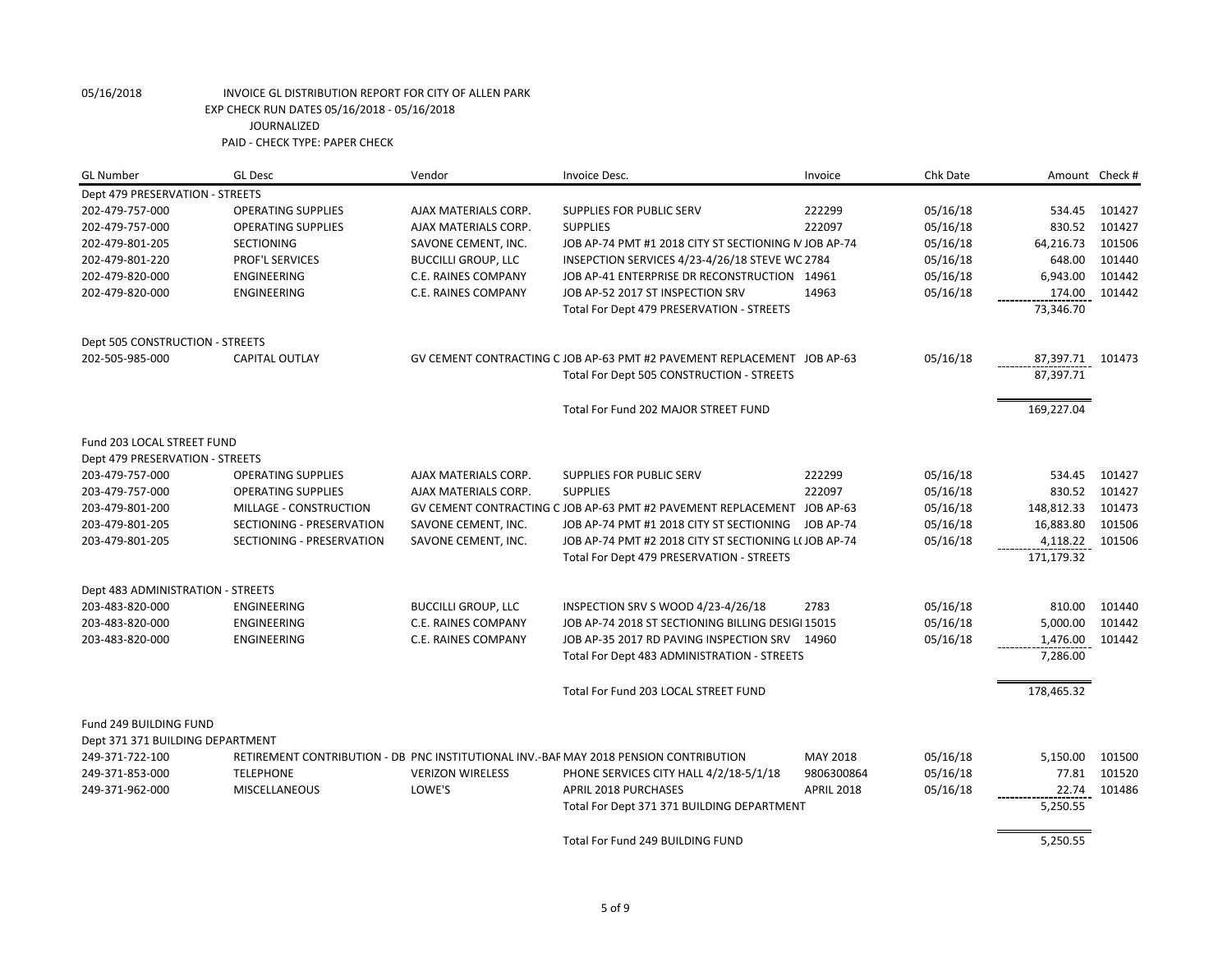05/16/2018 INVOICE GL DISTRIBUTION REPORT FOR CITY OF ALLEN PARK
EXP CHECK RUN DATES 05/16/2018 - 05/16/2018
JOURNALIZED
PAID - CHECK TYPE: PAPER CHECK

| GL Number | GL Desc | Vendor | Invoice Desc. | Invoice | Chk Date | Amount | Check # |
|---|---|---|---|---|---|---|---|
| Dept 479 PRESERVATION - STREETS | | | | | | | |
| 202-479-757-000 | OPERATING SUPPLIES | AJAX MATERIALS CORP. | SUPPLIES FOR PUBLIC SERV | 222299 | 05/16/18 | 534.45 | 101427 |
| 202-479-757-000 | OPERATING SUPPLIES | AJAX MATERIALS CORP. | SUPPLIES | 222097 | 05/16/18 | 830.52 | 101427 |
| 202-479-801-205 | SECTIONING | SAVONE CEMENT, INC. | JOB AP-74 PMT #1 2018 CITY ST SECTIONING M | JOB AP-74 | 05/16/18 | 64,216.73 | 101506 |
| 202-479-801-220 | PROF'L SERVICES | BUCCILLI GROUP, LLC | INSEPCTION SERVICES 4/23-4/26/18 STEVE WC | 2784 | 05/16/18 | 648.00 | 101440 |
| 202-479-820-000 | ENGINEERING | C.E. RAINES COMPANY | JOB AP-41 ENTERPRISE DR RECONSTRUCTION | 14961 | 05/16/18 | 6,943.00 | 101442 |
| 202-479-820-000 | ENGINEERING | C.E. RAINES COMPANY | JOB AP-52 2017 ST INSPECTION SRV | 14963 | 05/16/18 | 174.00 | 101442 |
| | | | Total For Dept 479 PRESERVATION - STREETS | | | 73,346.70 | |
| Dept 505 CONSTRUCTION - STREETS | | | | | | | |
| 202-505-985-000 | CAPITAL OUTLAY | GV CEMENT CONTRACTING C | JOB AP-63 PMT #2 PAVEMENT REPLACEMENT | JOB AP-63 | 05/16/18 | 87,397.71 | 101473 |
| | | | Total For Dept 505 CONSTRUCTION - STREETS | | | 87,397.71 | |
| | | | Total For Fund 202 MAJOR STREET FUND | | | 169,227.04 | |
| Fund 203 LOCAL STREET FUND | | | | | | | |
| Dept 479 PRESERVATION - STREETS | | | | | | | |
| 203-479-757-000 | OPERATING SUPPLIES | AJAX MATERIALS CORP. | SUPPLIES FOR PUBLIC SERV | 222299 | 05/16/18 | 534.45 | 101427 |
| 203-479-757-000 | OPERATING SUPPLIES | AJAX MATERIALS CORP. | SUPPLIES | 222097 | 05/16/18 | 830.52 | 101427 |
| 203-479-801-200 | MILLAGE - CONSTRUCTION | GV CEMENT CONTRACTING C | JOB AP-63 PMT #2 PAVEMENT REPLACEMENT | JOB AP-63 | 05/16/18 | 148,812.33 | 101473 |
| 203-479-801-205 | SECTIONING - PRESERVATION | SAVONE CEMENT, INC. | JOB AP-74 PMT #1 2018 CITY ST SECTIONING | JOB AP-74 | 05/16/18 | 16,883.80 | 101506 |
| 203-479-801-205 | SECTIONING - PRESERVATION | SAVONE CEMENT, INC. | JOB AP-74 PMT #2 2018 CITY ST SECTIONING L( | JOB AP-74 | 05/16/18 | 4,118.22 | 101506 |
| | | | Total For Dept 479 PRESERVATION - STREETS | | | 171,179.32 | |
| Dept 483 ADMINISTRATION - STREETS | | | | | | | |
| 203-483-820-000 | ENGINEERING | BUCCILLI GROUP, LLC | INSPECTION SRV S WOOD 4/23-4/26/18 | 2783 | 05/16/18 | 810.00 | 101440 |
| 203-483-820-000 | ENGINEERING | C.E. RAINES COMPANY | JOB AP-74 2018 ST SECTIONING BILLING DESIGI | 15015 | 05/16/18 | 5,000.00 | 101442 |
| 203-483-820-000 | ENGINEERING | C.E. RAINES COMPANY | JOB AP-35 2017 RD PAVING INSPECTION SRV | 14960 | 05/16/18 | 1,476.00 | 101442 |
| | | | Total For Dept 483 ADMINISTRATION - STREETS | | | 7,286.00 | |
| | | | Total For Fund 203 LOCAL STREET FUND | | | 178,465.32 | |
| Fund 249 BUILDING FUND | | | | | | | |
| Dept 371 371 BUILDING DEPARTMENT | | | | | | | |
| 249-371-722-100 | RETIREMENT CONTRIBUTION - DB | PNC INSTITUTIONAL INV.-BAF | MAY 2018 PENSION CONTRIBUTION | MAY 2018 | 05/16/18 | 5,150.00 | 101500 |
| 249-371-853-000 | TELEPHONE | VERIZON WIRELESS | PHONE SERVICES CITY HALL 4/2/18-5/1/18 | 9806300864 | 05/16/18 | 77.81 | 101520 |
| 249-371-962-000 | MISCELLANEOUS | LOWE'S | APRIL 2018 PURCHASES | APRIL 2018 | 05/16/18 | 22.74 | 101486 |
| | | | Total For Dept 371 371 BUILDING DEPARTMENT | | | 5,250.55 | |
| | | | Total For Fund 249 BUILDING FUND | | | 5,250.55 | |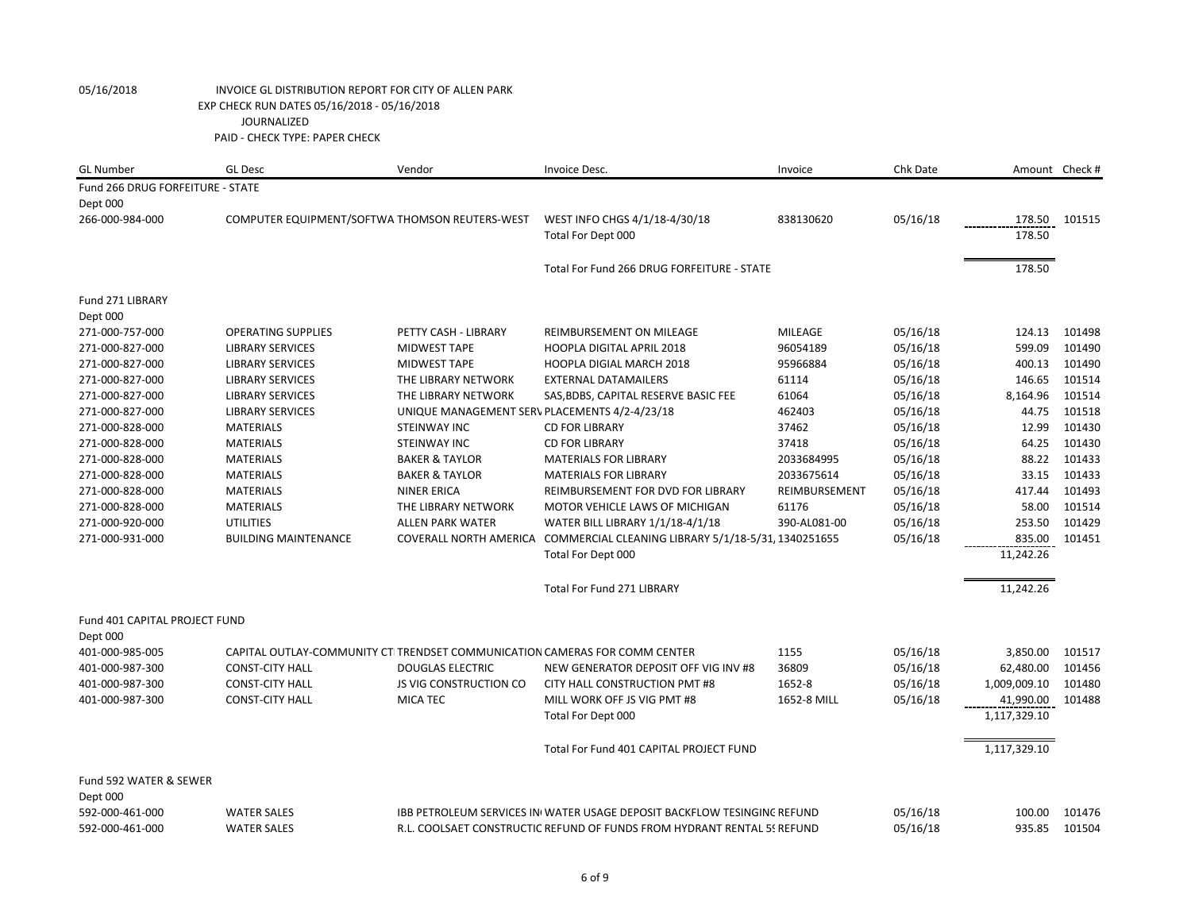05/16/2018 INVOICE GL DISTRIBUTION REPORT FOR CITY OF ALLEN PARK
EXP CHECK RUN DATES 05/16/2018 - 05/16/2018
JOURNALIZED
PAID - CHECK TYPE: PAPER CHECK

| GL Number | GL Desc | Vendor | Invoice Desc. | Invoice | Chk Date | Amount | Check # |
|---|---|---|---|---|---|---|---|
| Fund 266 DRUG FORFEITURE - STATE | | | | | | | |
| Dept 000 | | | | | | | |
| 266-000-984-000 | COMPUTER EQUIPMENT/SOFTWA | THOMSON REUTERS-WEST | WEST INFO CHGS 4/1/18-4/30/18 | 838130620 | 05/16/18 | 178.50 | 101515 |
| | | | Total For Dept 000 | | | 178.50 | |
| | | | Total For Fund 266 DRUG FORFEITURE - STATE | | | 178.50 | |
| Fund 271 LIBRARY | | | | | | | |
| Dept 000 | | | | | | | |
| 271-000-757-000 | OPERATING SUPPLIES | PETTY CASH - LIBRARY | REIMBURSEMENT ON MILEAGE | MILEAGE | 05/16/18 | 124.13 | 101498 |
| 271-000-827-000 | LIBRARY SERVICES | MIDWEST TAPE | HOOPLA DIGITAL APRIL 2018 | 96054189 | 05/16/18 | 599.09 | 101490 |
| 271-000-827-000 | LIBRARY SERVICES | MIDWEST TAPE | HOOPLA DIGIAL MARCH 2018 | 95966884 | 05/16/18 | 400.13 | 101490 |
| 271-000-827-000 | LIBRARY SERVICES | THE LIBRARY NETWORK | EXTERNAL DATAMAILERS | 61114 | 05/16/18 | 146.65 | 101514 |
| 271-000-827-000 | LIBRARY SERVICES | THE LIBRARY NETWORK | SAS,BDBS, CAPITAL RESERVE BASIC FEE | 61064 | 05/16/18 | 8,164.96 | 101514 |
| 271-000-827-000 | LIBRARY SERVICES | UNIQUE MANAGEMENT SERV | PLACEMENTS 4/2-4/23/18 | 462403 | 05/16/18 | 44.75 | 101518 |
| 271-000-828-000 | MATERIALS | STEINWAY INC | CD FOR LIBRARY | 37462 | 05/16/18 | 12.99 | 101430 |
| 271-000-828-000 | MATERIALS | STEINWAY INC | CD FOR LIBRARY | 37418 | 05/16/18 | 64.25 | 101430 |
| 271-000-828-000 | MATERIALS | BAKER & TAYLOR | MATERIALS FOR LIBRARY | 2033684995 | 05/16/18 | 88.22 | 101433 |
| 271-000-828-000 | MATERIALS | BAKER & TAYLOR | MATERIALS FOR LIBRARY | 2033675614 | 05/16/18 | 33.15 | 101433 |
| 271-000-828-000 | MATERIALS | NINER ERICA | REIMBURSEMENT FOR DVD FOR LIBRARY | REIMBURSEMENT | 05/16/18 | 417.44 | 101493 |
| 271-000-828-000 | MATERIALS | THE LIBRARY NETWORK | MOTOR VEHICLE LAWS OF MICHIGAN | 61176 | 05/16/18 | 58.00 | 101514 |
| 271-000-920-000 | UTILITIES | ALLEN PARK WATER | WATER BILL LIBRARY 1/1/18-4/1/18 | 390-AL081-00 | 05/16/18 | 253.50 | 101429 |
| 271-000-931-000 | BUILDING MAINTENANCE | COVERALL NORTH AMERICA | COMMERCIAL CLEANING LIBRARY 5/1/18-5/31, | 1340251655 | 05/16/18 | 835.00 | 101451 |
| | | | Total For Dept 000 | | | 11,242.26 | |
| | | | Total For Fund 271 LIBRARY | | | 11,242.26 | |
| Fund 401 CAPITAL PROJECT FUND | | | | | | | |
| Dept 000 | | | | | | | |
| 401-000-985-005 | CAPITAL OUTLAY-COMMUNITY CT | TRENDSET COMMUNICATION | CAMERAS FOR COMM CENTER | 1155 | 05/16/18 | 3,850.00 | 101517 |
| 401-000-987-300 | CONST-CITY HALL | DOUGLAS ELECTRIC | NEW GENERATOR DEPOSIT OFF VIG INV #8 | 36809 | 05/16/18 | 62,480.00 | 101456 |
| 401-000-987-300 | CONST-CITY HALL | JS VIG CONSTRUCTION CO | CITY HALL CONSTRUCTION PMT #8 | 1652-8 | 05/16/18 | 1,009,009.10 | 101480 |
| 401-000-987-300 | CONST-CITY HALL | MICA TEC | MILL WORK OFF JS VIG PMT #8 | 1652-8 MILL | 05/16/18 | 41,990.00 | 101488 |
| | | | Total For Dept 000 | | | 1,117,329.10 | |
| | | | Total For Fund 401 CAPITAL PROJECT FUND | | | 1,117,329.10 | |
| Fund 592 WATER & SEWER | | | | | | | |
| Dept 000 | | | | | | | |
| 592-000-461-000 | WATER SALES | IBB PETROLEUM SERVICES IN | WATER USAGE DEPOSIT BACKFLOW TESINGING | REFUND | 05/16/18 | 100.00 | 101476 |
| 592-000-461-000 | WATER SALES | R.L. COOLSAET CONSTRUCTIC | REFUND OF FUNDS FROM HYDRANT RENTAL 5 | REFUND | 05/16/18 | 935.85 | 101504 |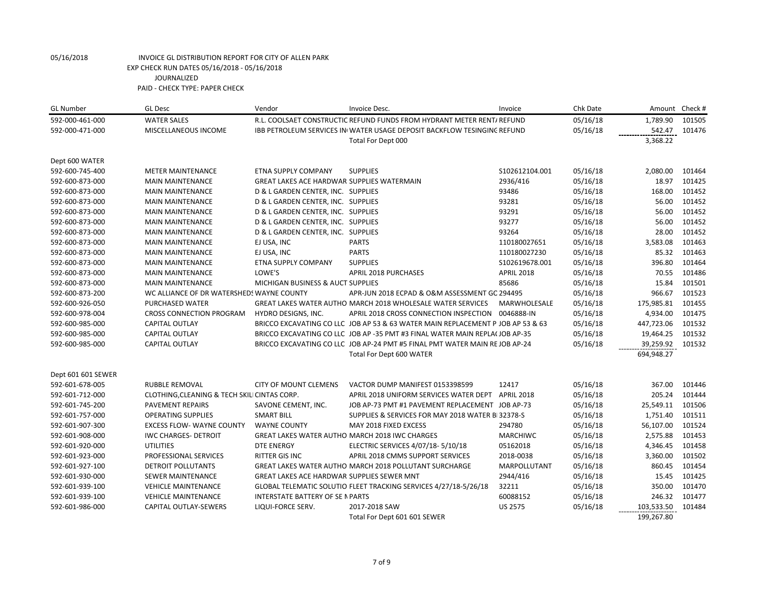05/16/2018 INVOICE GL DISTRIBUTION REPORT FOR CITY OF ALLEN PARK
EXP CHECK RUN DATES 05/16/2018 - 05/16/2018
JOURNALIZED
PAID - CHECK TYPE: PAPER CHECK

| GL Number | GL Desc | Vendor | Invoice Desc. | Invoice | Chk Date | Amount | Check # |
|---|---|---|---|---|---|---|---|
| 592-000-461-000 | WATER SALES | R.L. COOLSAET CONSTRUCTIC | REFUND FUNDS FROM HYDRANT METER RENT/ | REFUND | 05/16/18 | 1,789.90 | 101505 |
| 592-000-471-000 | MISCELLANEOUS INCOME | IBB PETROLEUM SERVICES IN | WATER USAGE DEPOSIT BACKFLOW TESINGING | REFUND | 05/16/18 | 542.47 | 101476 |
| | | | Total For Dept 000 | | | 3,368.22 | |
| Dept 600 WATER | | | | | | | |
| 592-600-745-400 | METER MAINTENANCE | ETNA SUPPLY COMPANY | SUPPLIES | S102612104.001 | 05/16/18 | 2,080.00 | 101464 |
| 592-600-873-000 | MAIN MAINTENANCE | GREAT LAKES ACE HARDWAR | SUPPLIES WATERMAIN | 2936/416 | 05/16/18 | 18.97 | 101425 |
| 592-600-873-000 | MAIN MAINTENANCE | D & L GARDEN CENTER, INC. | SUPPLIES | 93486 | 05/16/18 | 168.00 | 101452 |
| 592-600-873-000 | MAIN MAINTENANCE | D & L GARDEN CENTER, INC. | SUPPLIES | 93281 | 05/16/18 | 56.00 | 101452 |
| 592-600-873-000 | MAIN MAINTENANCE | D & L GARDEN CENTER, INC. | SUPPLIES | 93291 | 05/16/18 | 56.00 | 101452 |
| 592-600-873-000 | MAIN MAINTENANCE | D & L GARDEN CENTER, INC. | SUPPLIES | 93277 | 05/16/18 | 56.00 | 101452 |
| 592-600-873-000 | MAIN MAINTENANCE | D & L GARDEN CENTER, INC. | SUPPLIES | 93264 | 05/16/18 | 28.00 | 101452 |
| 592-600-873-000 | MAIN MAINTENANCE | EJ USA, INC | PARTS | 110180027651 | 05/16/18 | 3,583.08 | 101463 |
| 592-600-873-000 | MAIN MAINTENANCE | EJ USA, INC | PARTS | 110180027230 | 05/16/18 | 85.32 | 101463 |
| 592-600-873-000 | MAIN MAINTENANCE | ETNA SUPPLY COMPANY | SUPPLIES | S102619678.001 | 05/16/18 | 396.80 | 101464 |
| 592-600-873-000 | MAIN MAINTENANCE | LOWE'S | APRIL 2018 PURCHASES | APRIL 2018 | 05/16/18 | 70.55 | 101486 |
| 592-600-873-000 | MAIN MAINTENANCE | MICHIGAN BUSINESS & AUCT | SUPPLIES | 85686 | 05/16/18 | 15.84 | 101501 |
| 592-600-873-200 | WC ALLIANCE OF DR WATERSHEDS | WAYNE COUNTY | APR-JUN 2018 ECPAD & O&M ASSESSMENT GC | 294495 | 05/16/18 | 966.67 | 101523 |
| 592-600-926-050 | PURCHASED WATER | GREAT LAKES WATER AUTHO | MARCH 2018 WHOLESALE WATER SERVICES | MARWHOLESALE | 05/16/18 | 175,985.81 | 101455 |
| 592-600-978-004 | CROSS CONNECTION PROGRAM | HYDRO DESIGNS, INC. | APRIL 2018 CROSS CONNECTION INSPECTION | 0046888-IN | 05/16/18 | 4,934.00 | 101475 |
| 592-600-985-000 | CAPITAL OUTLAY | BRICCO EXCAVATING CO LLC | JOB AP 53 & 63 WATER MAIN REPLACEMENT P | JOB AP 53 & 63 | 05/16/18 | 447,723.06 | 101532 |
| 592-600-985-000 | CAPITAL OUTLAY | BRICCO EXCAVATING CO LLC | JOB AP -35 PMT #3 FINAL WATER MAIN REPLA( | JOB AP-35 | 05/16/18 | 19,464.25 | 101532 |
| 592-600-985-000 | CAPITAL OUTLAY | BRICCO EXCAVATING CO LLC | JOB AP-24 PMT #5 FINAL PMT WATER MAIN RE | JOB AP-24 | 05/16/18 | 39,259.92 | 101532 |
| | | | Total For Dept 600 WATER | | | 694,948.27 | |
| Dept 601 601 SEWER | | | | | | | |
| 592-601-678-005 | RUBBLE REMOVAL | CITY OF MOUNT CLEMENS | VACTOR DUMP MANIFEST 0153398599 | 12417 | 05/16/18 | 367.00 | 101446 |
| 592-601-712-000 | CLOTHING,CLEANING & TECH SKILL | CINTAS CORP. | APRIL 2018 UNIFORM SERVICES WATER DEPT | APRIL 2018 | 05/16/18 | 205.24 | 101444 |
| 592-601-745-200 | PAVEMENT REPAIRS | SAVONE CEMENT, INC. | JOB AP-73 PMT #1 PAVEMENT REPLACEMENT | JOB AP-73 | 05/16/18 | 25,549.11 | 101506 |
| 592-601-757-000 | OPERATING SUPPLIES | SMART BILL | SUPPLIES & SERVICES FOR MAY 2018 WATER B | 32378-S | 05/16/18 | 1,751.40 | 101511 |
| 592-601-907-300 | EXCESS FLOW- WAYNE COUNTY | WAYNE COUNTY | MAY 2018 FIXED EXCESS | 294780 | 05/16/18 | 56,107.00 | 101524 |
| 592-601-908-000 | IWC CHARGES- DETROIT | GREAT LAKES WATER AUTHO | MARCH 2018 IWC CHARGES | MARCHIWC | 05/16/18 | 2,575.88 | 101453 |
| 592-601-920-000 | UTILITIES | DTE ENERGY | ELECTRIC SERVICES 4/07/18- 5/10/18 | 05162018 | 05/16/18 | 4,346.45 | 101458 |
| 592-601-923-000 | PROFESSIONAL SERVICES | RITTER GIS INC | APRIL 2018 CMMS SUPPORT SERVICES | 2018-0038 | 05/16/18 | 3,360.00 | 101502 |
| 592-601-927-100 | DETROIT POLLUTANTS | GREAT LAKES WATER AUTHO | MARCH 2018 POLLUTANT SURCHARGE | MARPOLLUTANT | 05/16/18 | 860.45 | 101454 |
| 592-601-930-000 | SEWER MAINTENANCE | GREAT LAKES ACE HARDWAR | SUPPLIES SEWER MNT | 2944/416 | 05/16/18 | 15.45 | 101425 |
| 592-601-939-100 | VEHICLE MAINTENANCE | GLOBAL TELEMATIC SOLUTIO | FLEET TRACKING SERVICES 4/27/18-5/26/18 | 32211 | 05/16/18 | 350.00 | 101470 |
| 592-601-939-100 | VEHICLE MAINTENANCE | INTERSTATE BATTERY OF SE M | PARTS | 60088152 | 05/16/18 | 246.32 | 101477 |
| 592-601-986-000 | CAPITAL OUTLAY-SEWERS | LIQUI-FORCE SERV. | 2017-2018 SAW | US 2575 | 05/16/18 | 103,533.50 | 101484 |
| | | | Total For Dept 601 601 SEWER | | | 199,267.80 | |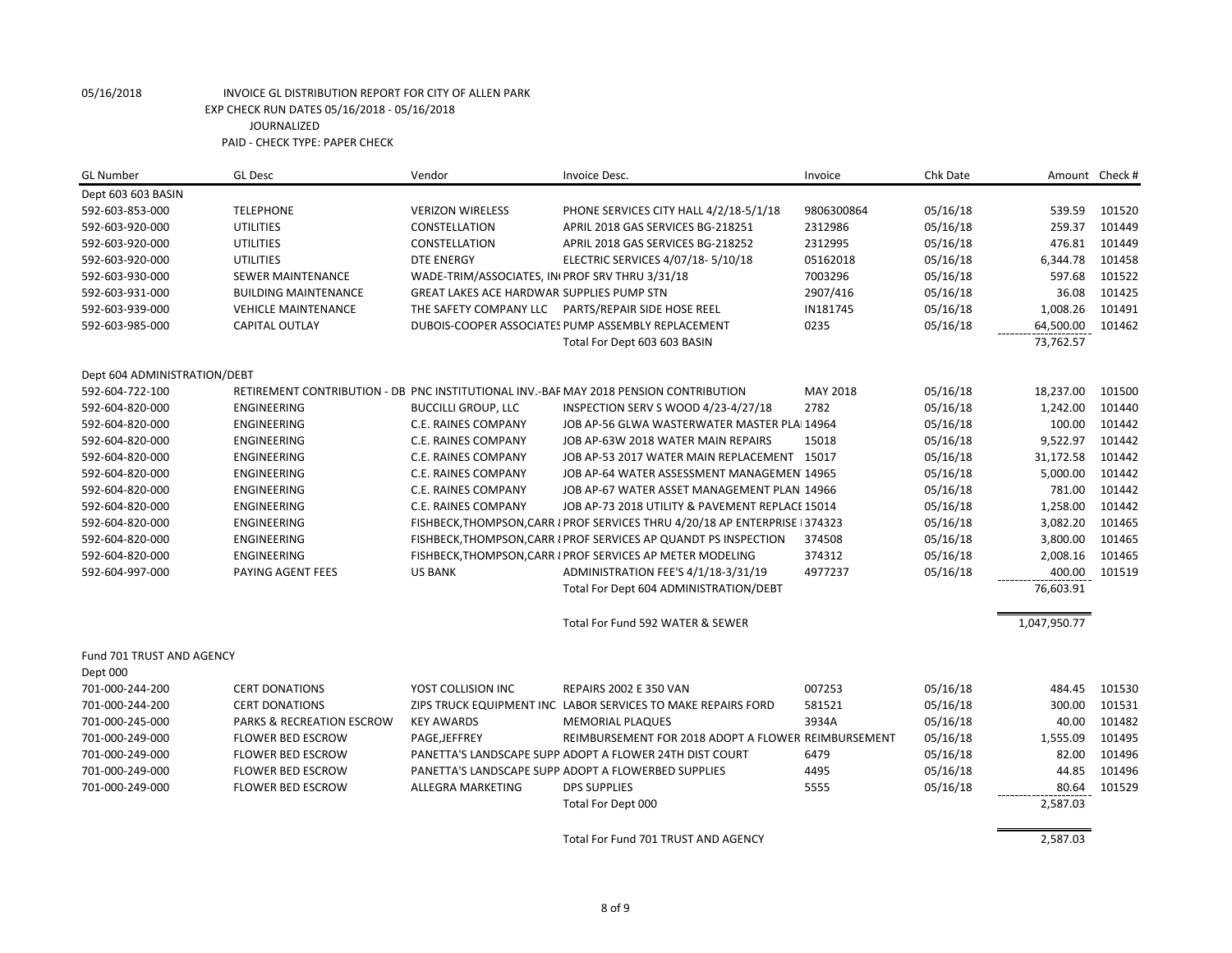05/16/2018 INVOICE GL DISTRIBUTION REPORT FOR CITY OF ALLEN PARK
EXP CHECK RUN DATES 05/16/2018 - 05/16/2018
JOURNALIZED
PAID - CHECK TYPE: PAPER CHECK

| GL Number | GL Desc | Vendor | Invoice Desc. | Invoice | Chk Date | Amount | Check # |
|---|---|---|---|---|---|---|---|
| Dept 603 603 BASIN | | | | | | | |
| 592-603-853-000 | TELEPHONE | VERIZON WIRELESS | PHONE SERVICES CITY HALL 4/2/18-5/1/18 | 9806300864 | 05/16/18 | 539.59 | 101520 |
| 592-603-920-000 | UTILITIES | CONSTELLATION | APRIL 2018 GAS SERVICES BG-218251 | 2312986 | 05/16/18 | 259.37 | 101449 |
| 592-603-920-000 | UTILITIES | CONSTELLATION | APRIL 2018 GAS SERVICES BG-218252 | 2312995 | 05/16/18 | 476.81 | 101449 |
| 592-603-920-000 | UTILITIES | DTE ENERGY | ELECTRIC SERVICES 4/07/18- 5/10/18 | 05162018 | 05/16/18 | 6,344.78 | 101458 |
| 592-603-930-000 | SEWER MAINTENANCE | WADE-TRIM/ASSOCIATES, IN | PROF SRV THRU 3/31/18 | 7003296 | 05/16/18 | 597.68 | 101522 |
| 592-603-931-000 | BUILDING MAINTENANCE | GREAT LAKES ACE HARDWAR | SUPPLIES PUMP STN | 2907/416 | 05/16/18 | 36.08 | 101425 |
| 592-603-939-000 | VEHICLE MAINTENANCE | THE SAFETY COMPANY LLC | PARTS/REPAIR SIDE HOSE REEL | IN181745 | 05/16/18 | 1,008.26 | 101491 |
| 592-603-985-000 | CAPITAL OUTLAY | DUBOIS-COOPER ASSOCIATES | PUMP ASSEMBLY REPLACEMENT | 0235 | 05/16/18 | 64,500.00 | 101462 |
| | | | Total For Dept 603 603 BASIN | | | 73,762.57 | |
| Dept 604 ADMINISTRATION/DEBT | | | | | | | |
| 592-604-722-100 | RETIREMENT CONTRIBUTION - DB | PNC INSTITUTIONAL INV.-BAF | MAY 2018 PENSION CONTRIBUTION | MAY 2018 | 05/16/18 | 18,237.00 | 101500 |
| 592-604-820-000 | ENGINEERING | BUCCILLI GROUP, LLC | INSPECTION SERV S WOOD 4/23-4/27/18 | 2782 | 05/16/18 | 1,242.00 | 101440 |
| 592-604-820-000 | ENGINEERING | C.E. RAINES COMPANY | JOB AP-56 GLWA WASTERWATER MASTER PLA | 14964 | 05/16/18 | 100.00 | 101442 |
| 592-604-820-000 | ENGINEERING | C.E. RAINES COMPANY | JOB AP-63W 2018 WATER MAIN REPAIRS | 15018 | 05/16/18 | 9,522.97 | 101442 |
| 592-604-820-000 | ENGINEERING | C.E. RAINES COMPANY | JOB AP-53 2017 WATER MAIN REPLACEMENT | 15017 | 05/16/18 | 31,172.58 | 101442 |
| 592-604-820-000 | ENGINEERING | C.E. RAINES COMPANY | JOB AP-64 WATER ASSESSMENT MANAGEMEN | 14965 | 05/16/18 | 5,000.00 | 101442 |
| 592-604-820-000 | ENGINEERING | C.E. RAINES COMPANY | JOB AP-67 WATER ASSET MANAGEMENT PLAN | 14966 | 05/16/18 | 781.00 | 101442 |
| 592-604-820-000 | ENGINEERING | C.E. RAINES COMPANY | JOB AP-73 2018 UTILITY & PAVEMENT REPLACE | 15014 | 05/16/18 | 1,258.00 | 101442 |
| 592-604-820-000 | ENGINEERING | FISHBECK,THOMPSON,CARR | PROF SERVICES THRU 4/20/18 AP ENTERPRISE | 374323 | 05/16/18 | 3,082.20 | 101465 |
| 592-604-820-000 | ENGINEERING | FISHBECK,THOMPSON,CARR | PROF SERVICES AP QUANDT PS INSPECTION | 374508 | 05/16/18 | 3,800.00 | 101465 |
| 592-604-820-000 | ENGINEERING | FISHBECK,THOMPSON,CARR | PROF SERVICES AP METER MODELING | 374312 | 05/16/18 | 2,008.16 | 101465 |
| 592-604-997-000 | PAYING AGENT FEES | US BANK | ADMINISTRATION FEE'S 4/1/18-3/31/19 | 4977237 | 05/16/18 | 400.00 | 101519 |
| | | | Total For Dept 604 ADMINISTRATION/DEBT | | | 76,603.91 | |
| | | | Total For Fund 592 WATER & SEWER | | | 1,047,950.77 | |
| Fund 701 TRUST AND AGENCY | | | | | | | |
| Dept 000 | | | | | | | |
| 701-000-244-200 | CERT DONATIONS | YOST COLLISION INC | REPAIRS 2002 E 350 VAN | 007253 | 05/16/18 | 484.45 | 101530 |
| 701-000-244-200 | CERT DONATIONS | ZIPS TRUCK EQUIPMENT INC | LABOR SERVICES TO MAKE REPAIRS FORD | 581521 | 05/16/18 | 300.00 | 101531 |
| 701-000-245-000 | PARKS & RECREATION ESCROW | KEY AWARDS | MEMORIAL PLAQUES | 3934A | 05/16/18 | 40.00 | 101482 |
| 701-000-249-000 | FLOWER BED ESCROW | PAGE,JEFFREY | REIMBURSEMENT FOR 2018 ADOPT A FLOWER | REIMBURSEMENT | 05/16/18 | 1,555.09 | 101495 |
| 701-000-249-000 | FLOWER BED ESCROW | PANETTA'S LANDSCAPE SUPP | ADOPT A FLOWER 24TH DIST COURT | 6479 | 05/16/18 | 82.00 | 101496 |
| 701-000-249-000 | FLOWER BED ESCROW | PANETTA'S LANDSCAPE SUPP | ADOPT A FLOWERBED SUPPLIES | 4495 | 05/16/18 | 44.85 | 101496 |
| 701-000-249-000 | FLOWER BED ESCROW | ALLEGRA MARKETING | DPS SUPPLIES | 5555 | 05/16/18 | 80.64 | 101529 |
| | | | Total For Dept 000 | | | 2,587.03 | |
| | | | Total For Fund 701 TRUST AND AGENCY | | | 2,587.03 | |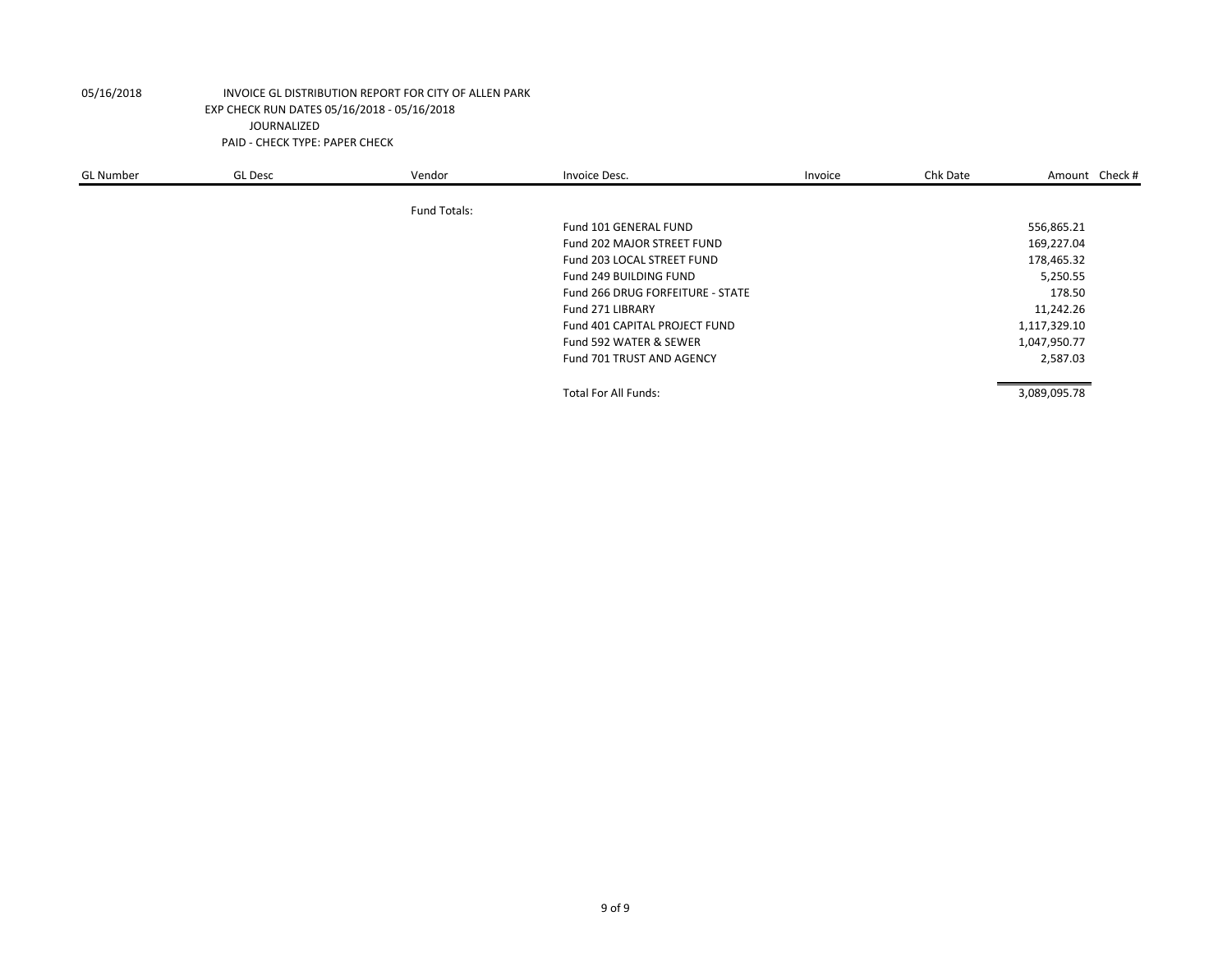05/16/2018 INVOICE GL DISTRIBUTION REPORT FOR CITY OF ALLEN PARK

EXP CHECK RUN DATES 05/16/2018 - 05/16/2018

JOURNALIZED

PAID - CHECK TYPE: PAPER CHECK

| GL Number | GL Desc | Vendor | Invoice Desc. | Invoice | Chk Date | Amount | Check # |
|---|---|---|---|---|---|---|---|
| | | Fund Totals: | | | | | |
| | | | Fund 101 GENERAL FUND | | | 556,865.21 | |
| | | | Fund 202 MAJOR STREET FUND | | | 169,227.04 | |
| | | | Fund 203 LOCAL STREET FUND | | | 178,465.32 | |
| | | | Fund 249 BUILDING FUND | | | 5,250.55 | |
| | | | Fund 266 DRUG FORFEITURE - STATE | | | 178.50 | |
| | | | Fund 271 LIBRARY | | | 11,242.26 | |
| | | | Fund 401 CAPITAL PROJECT FUND | | | 1,117,329.10 | |
| | | | Fund 592 WATER & SEWER | | | 1,047,950.77 | |
| | | | Fund 701 TRUST AND AGENCY | | | 2,587.03 | |
| | | | Total For All Funds: | | | 3,089,095.78 | |